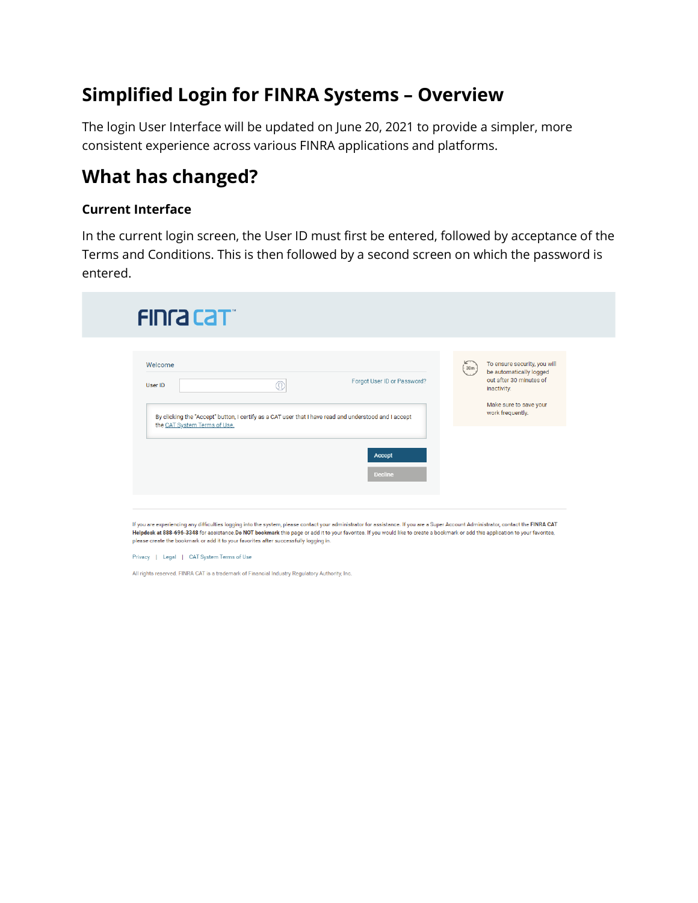# Simplified Login for FINRA Systems – Overview

The login User Interface will be updated on June 20, 2021 to provide a simpler, more consistent experience across various FINRA applications and platforms.

# What has changed?

### Current Interface

In the current login screen, the User ID must first be entered, followed by acceptance of the Terms and Conditions. This is then followed by a second screen on which the password is entered.

FINRA CAT™

Welcome

User ID

Forgot User ID or Password?

By clicking the "Accept" button, I certify as a CAT user that I have read and understood and I accept the CAT System Terms of Use.

Accept

Decline

To ensure security, you will be automatically logged out after 30 minutes of inactivity.

Make sure to save your work frequently.

If you are experiencing any difficulties logging into the system, please contact your administrator for assistance. If you are a Super Account Administrator, contact the **FINRA CAT Helpdesk at 888-696-3348** for assistance. **Do NOT bookmark** this page or add it to your favorites. If you would like to create a bookmark or add this application to your favorites, please create the bookmark or add it to your favorites after successfully logging in.

Privacy | Legal | CAT System Terms of Use

All rights reserved. FINRA CAT is a trademark of Financial Industry Regulatory Authority, Inc.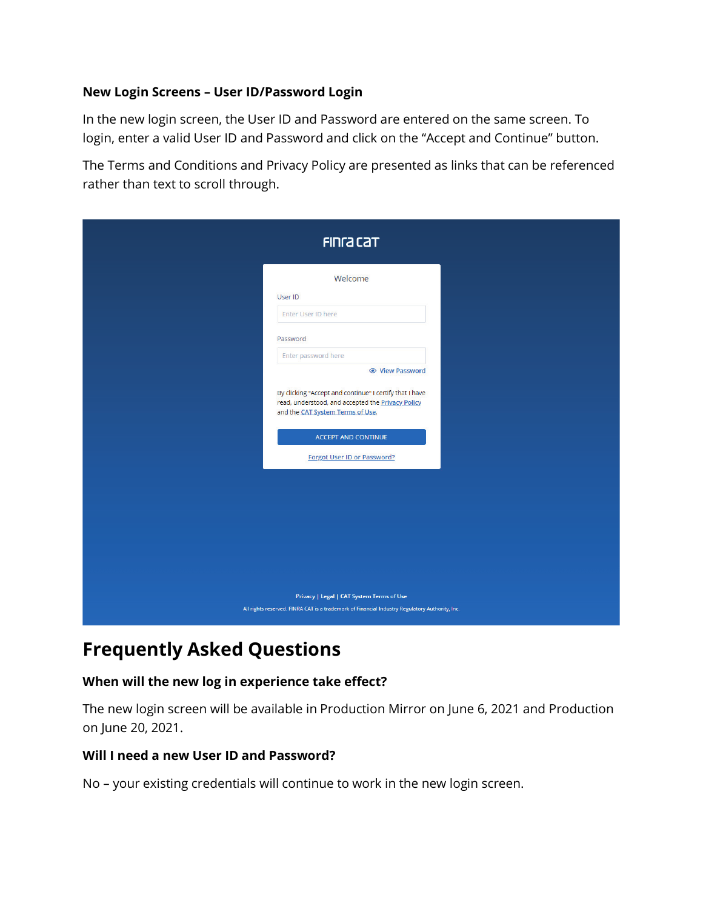### New Login Screens – User ID/Password Login

In the new login screen, the User ID and Password are entered on the same screen. To login, enter a valid User ID and Password and click on the "Accept and Continue" button.

The Terms and Conditions and Privacy Policy are presented as links that can be referenced rather than text to scroll through.

FINRA CAT

Welcome

User ID

Enter User ID here

Password

Enter password here

View Password

By clicking "Accept and continue" I certify that I have read, understood, and accepted the Privacy Policy and the CAT System Terms of Use.

ACCEPT AND CONTINUE

Forgot User ID or Password?

Privacy | Legal | CAT System Terms of Use

All rights reserved. FINRA CAT is a trademark of Financial Industry Regulatory Authority, Inc.

## Frequently Asked Questions

### When will the new log in experience take effect?

The new login screen will be available in Production Mirror on June 6, 2021 and Production on June 20, 2021.

### Will I need a new User ID and Password?

No – your existing credentials will continue to work in the new login screen.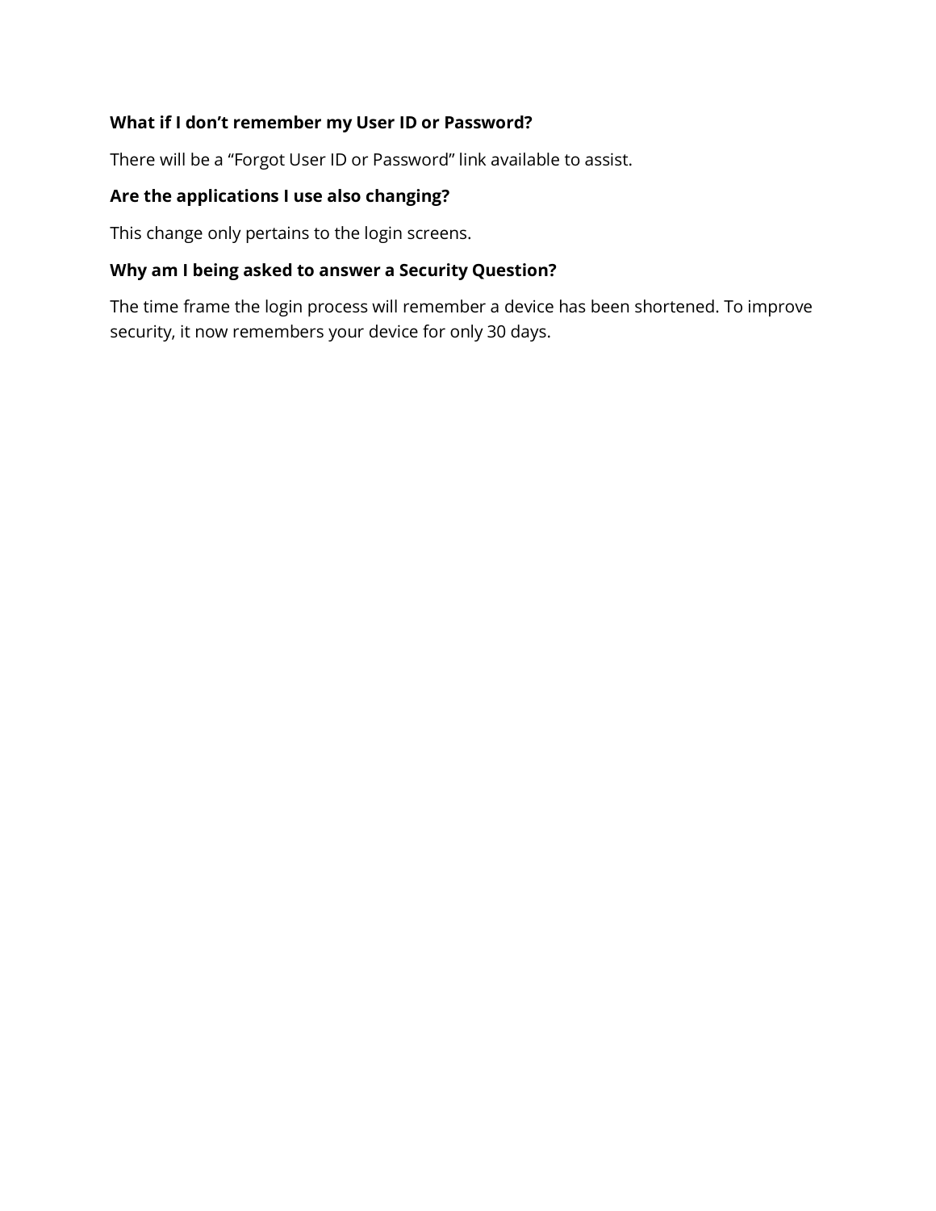**What if I don’t remember my User ID or Password?**

There will be a “Forgot User ID or Password” link available to assist.

**Are the applications I use also changing?**

This change only pertains to the login screens.

**Why am I being asked to answer a Security Question?**

The time frame the login process will remember a device has been shortened. To improve security, it now remembers your device for only 30 days.